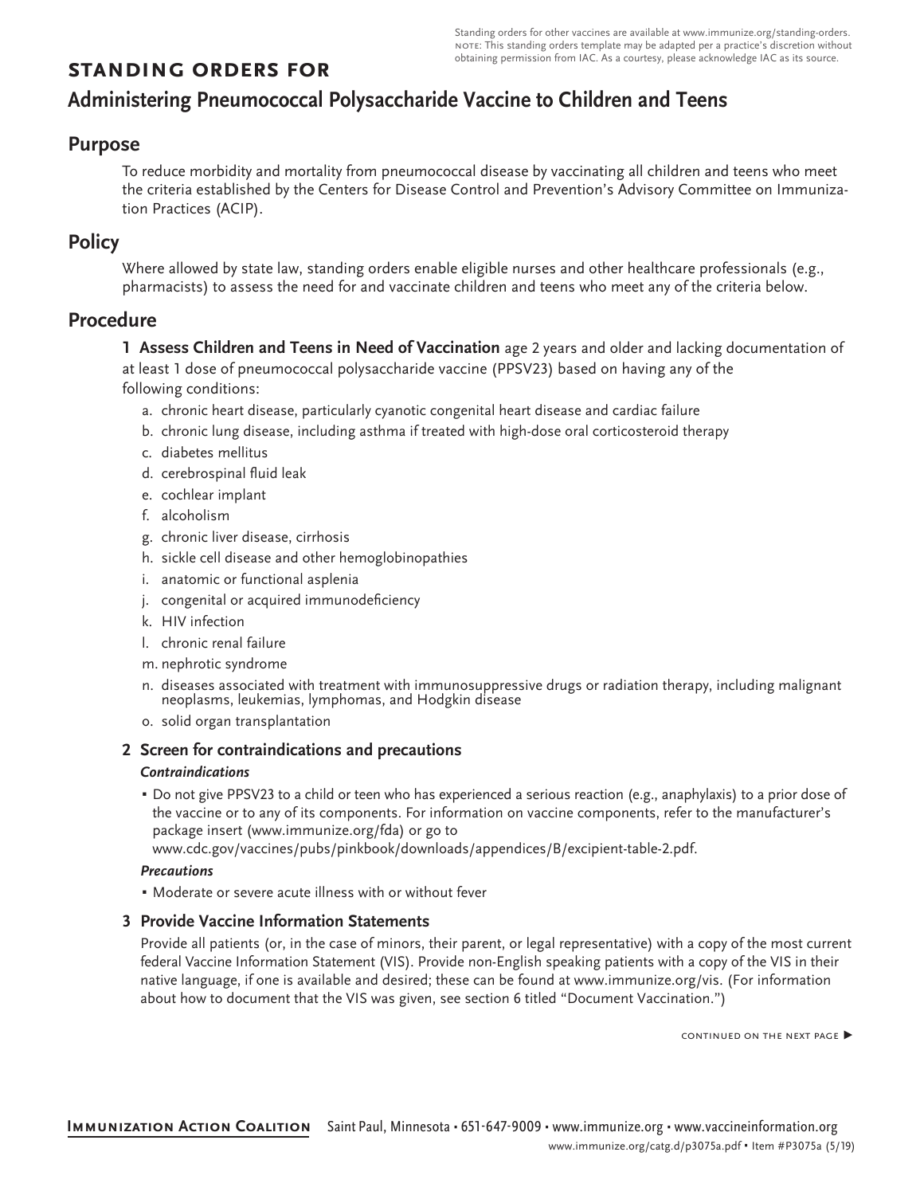Standing orders for other vaccines are available at www.immunize.org/standing-orders. NOTE: This standing orders template may be adapted per a practice's discretion without obtaining permission from IAC. As a courtesy, please acknowledge IAC as its source.

**STANDING ORDERS FOR**

# Administering Pneumococcal Polysaccharide Vaccine to Children and Teens

## Purpose

To reduce morbidity and mortality from pneumococcal disease by vaccinating all children and teens who meet the criteria established by the Centers for Disease Control and Prevention's Advisory Committee on Immunization Practices (ACIP).

## Policy

Where allowed by state law, standing orders enable eligible nurses and other healthcare professionals (e.g., pharmacists) to assess the need for and vaccinate children and teens who meet any of the criteria below.

## Procedure

**1 Assess Children and Teens in Need of Vaccination** age 2 years and older and lacking documentation of at least 1 dose of pneumococcal polysaccharide vaccine (PPSV23) based on having any of the following conditions:

a. chronic heart disease, particularly cyanotic congenital heart disease and cardiac failure
b. chronic lung disease, including asthma if treated with high-dose oral corticosteroid therapy
c. diabetes mellitus
d. cerebrospinal fluid leak
e. cochlear implant
f. alcoholism
g. chronic liver disease, cirrhosis
h. sickle cell disease and other hemoglobinopathies
i. anatomic or functional asplenia
j. congenital or acquired immunodeficiency
k. HIV infection
l. chronic renal failure
m. nephrotic syndrome
n. diseases associated with treatment with immunosuppressive drugs or radiation therapy, including malignant neoplasms, leukemias, lymphomas, and Hodgkin disease
o. solid organ transplantation

### 2 Screen for contraindications and precautions

***Contraindications***

- Do not give PPSV23 to a child or teen who has experienced a serious reaction (e.g., anaphylaxis) to a prior dose of the vaccine or to any of its components. For information on vaccine components, refer to the manufacturer's package insert (www.immunize.org/fda) or go to www.cdc.gov/vaccines/pubs/pinkbook/downloads/appendices/B/excipient-table-2.pdf.

***Precautions***

- Moderate or severe acute illness with or without fever

### 3 Provide Vaccine Information Statements

Provide all patients (or, in the case of minors, their parent, or legal representative) with a copy of the most current federal Vaccine Information Statement (VIS). Provide non-English speaking patients with a copy of the VIS in their native language, if one is available and desired; these can be found at www.immunize.org/vis. (For information about how to document that the VIS was given, see section 6 titled "Document Vaccination.")

CONTINUED ON THE NEXT PAGE ▶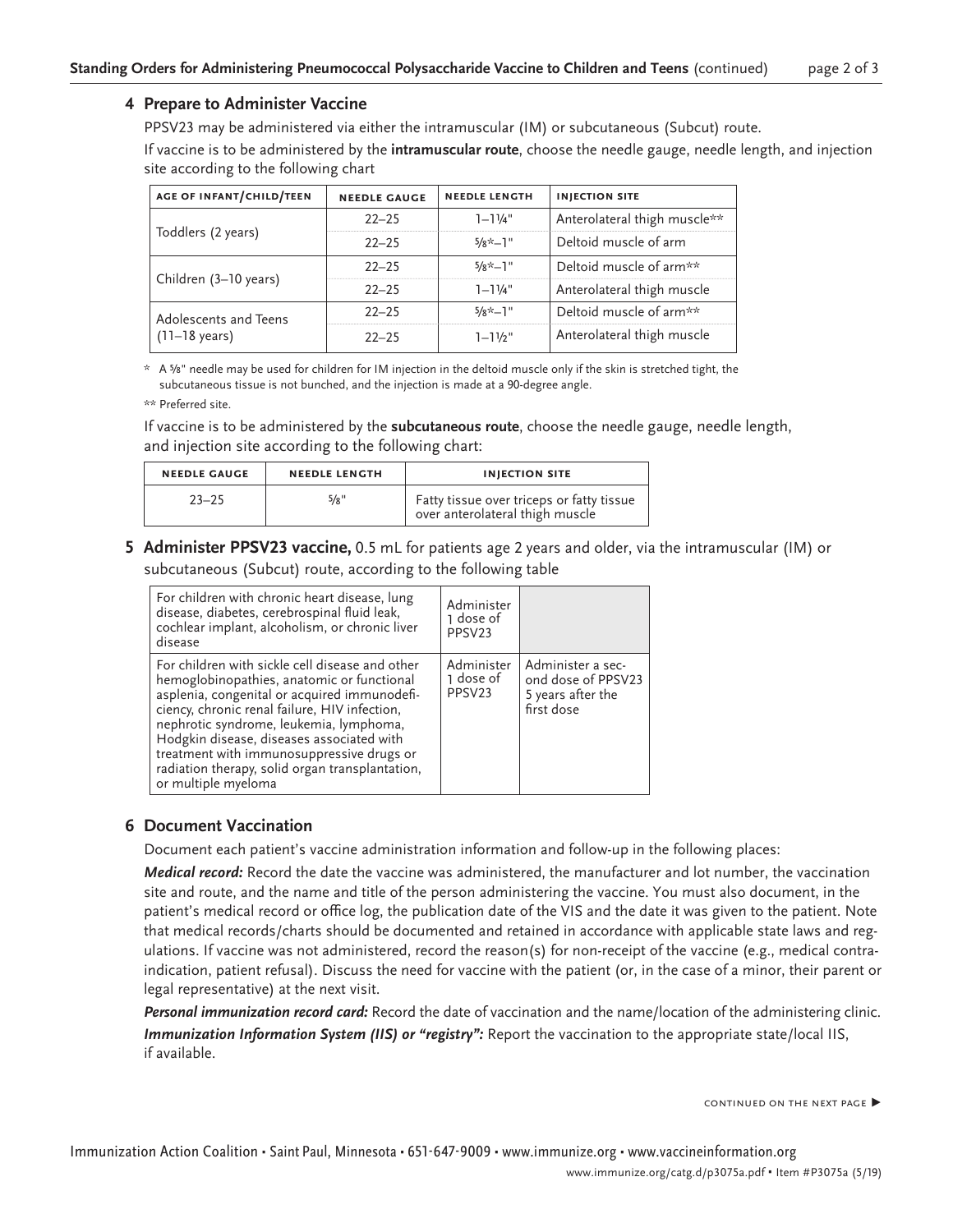## 4 Prepare to Administer Vaccine

PPSV23 may be administered via either the intramuscular (IM) or subcutaneous (Subcut) route.

If vaccine is to be administered by the **intramuscular route**, choose the needle gauge, needle length, and injection site according to the following chart

| AGE OF INFANT/CHILD/TEEN | NEEDLE GAUGE | NEEDLE LENGTH | INJECTION SITE |
|---|---|---|---|
| Toddlers (2 years) | 22–25 | 1–1¼" | Anterolateral thigh muscle** |
| | 22–25 | ⅝*–1" | Deltoid muscle of arm |
| Children (3–10 years) | 22–25 | ⅝*–1" | Deltoid muscle of arm** |
| | 22–25 | 1–1¼" | Anterolateral thigh muscle |
| Adolescents and Teens (11–18 years) | 22–25 | ⅝*–1" | Deltoid muscle of arm** |
| | 22–25 | 1–1½" | Anterolateral thigh muscle |

\* A ⅝" needle may be used for children for IM injection in the deltoid muscle only if the skin is stretched tight, the subcutaneous tissue is not bunched, and the injection is made at a 90-degree angle.

\** Preferred site.

If vaccine is to be administered by the **subcutaneous route**, choose the needle gauge, needle length, and injection site according to the following chart:

| NEEDLE GAUGE | NEEDLE LENGTH | INJECTION SITE |
|---|---|---|
| 23–25 | ⅝" | Fatty tissue over triceps or fatty tissue over anterolateral thigh muscle |

## 5 Administer PPSV23 vaccine, 0.5 mL for patients age 2 years and older, via the intramuscular (IM) or subcutaneous (Subcut) route, according to the following table

| | | |
|---|---|---|
| For children with chronic heart disease, lung disease, diabetes, cerebrospinal fluid leak, cochlear implant, alcoholism, or chronic liver disease | Administer 1 dose of PPSV23 | |
| For children with sickle cell disease and other hemoglobinopathies, anatomic or functional asplenia, congenital or acquired immunodeficiency, chronic renal failure, HIV infection, nephrotic syndrome, leukemia, lymphoma, Hodgkin disease, diseases associated with treatment with immunosuppressive drugs or radiation therapy, solid organ transplantation, or multiple myeloma | Administer 1 dose of PPSV23 | Administer a second dose of PPSV23 5 years after the first dose |

## 6 Document Vaccination

Document each patient's vaccine administration information and follow-up in the following places:

***Medical record:*** Record the date the vaccine was administered, the manufacturer and lot number, the vaccination site and route, and the name and title of the person administering the vaccine. You must also document, in the patient's medical record or office log, the publication date of the VIS and the date it was given to the patient. Note that medical records/charts should be documented and retained in accordance with applicable state laws and regulations. If vaccine was not administered, record the reason(s) for non-receipt of the vaccine (e.g., medical contraindication, patient refusal). Discuss the need for vaccine with the patient (or, in the case of a minor, their parent or legal representative) at the next visit.

***Personal immunization record card:*** Record the date of vaccination and the name/location of the administering clinic.

***Immunization Information System (IIS) or "registry":*** Report the vaccination to the appropriate state/local IIS, if available.

CONTINUED ON THE NEXT PAGE ▶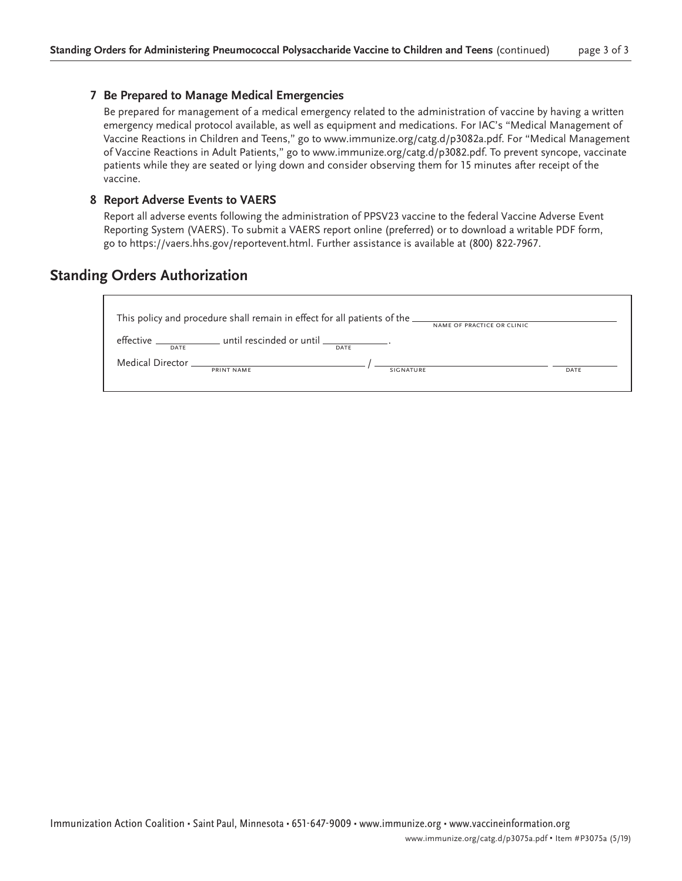### 7 Be Prepared to Manage Medical Emergencies

Be prepared for management of a medical emergency related to the administration of vaccine by having a written emergency medical protocol available, as well as equipment and medications. For IAC's "Medical Management of Vaccine Reactions in Children and Teens," go to www.immunize.org/catg.d/p3082a.pdf. For "Medical Management of Vaccine Reactions in Adult Patients," go to www.immunize.org/catg.d/p3082.pdf. To prevent syncope, vaccinate patients while they are seated or lying down and consider observing them for 15 minutes after receipt of the vaccine.

### 8 Report Adverse Events to VAERS

Report all adverse events following the administration of PPSV23 vaccine to the federal Vaccine Adverse Event Reporting System (VAERS). To submit a VAERS report online (preferred) or to download a writable PDF form, go to https://vaers.hhs.gov/reportevent.html. Further assistance is available at (800) 822-7967.

## Standing Orders Authorization

This policy and procedure shall remain in effect for all patients of the ______________________ (NAME OF PRACTICE OR CLINIC)

effective ____________ (DATE) until rescinded or until ____________ (DATE).

Medical Director ______________________ (PRINT NAME) / ______________________ (SIGNATURE) ____________ (DATE)

Immunization Action Coalition • Saint Paul, Minnesota • 651-647-9009 • www.immunize.org • www.vaccineinformation.org

www.immunize.org/catg.d/p3075a.pdf • Item #P3075a (5/19)